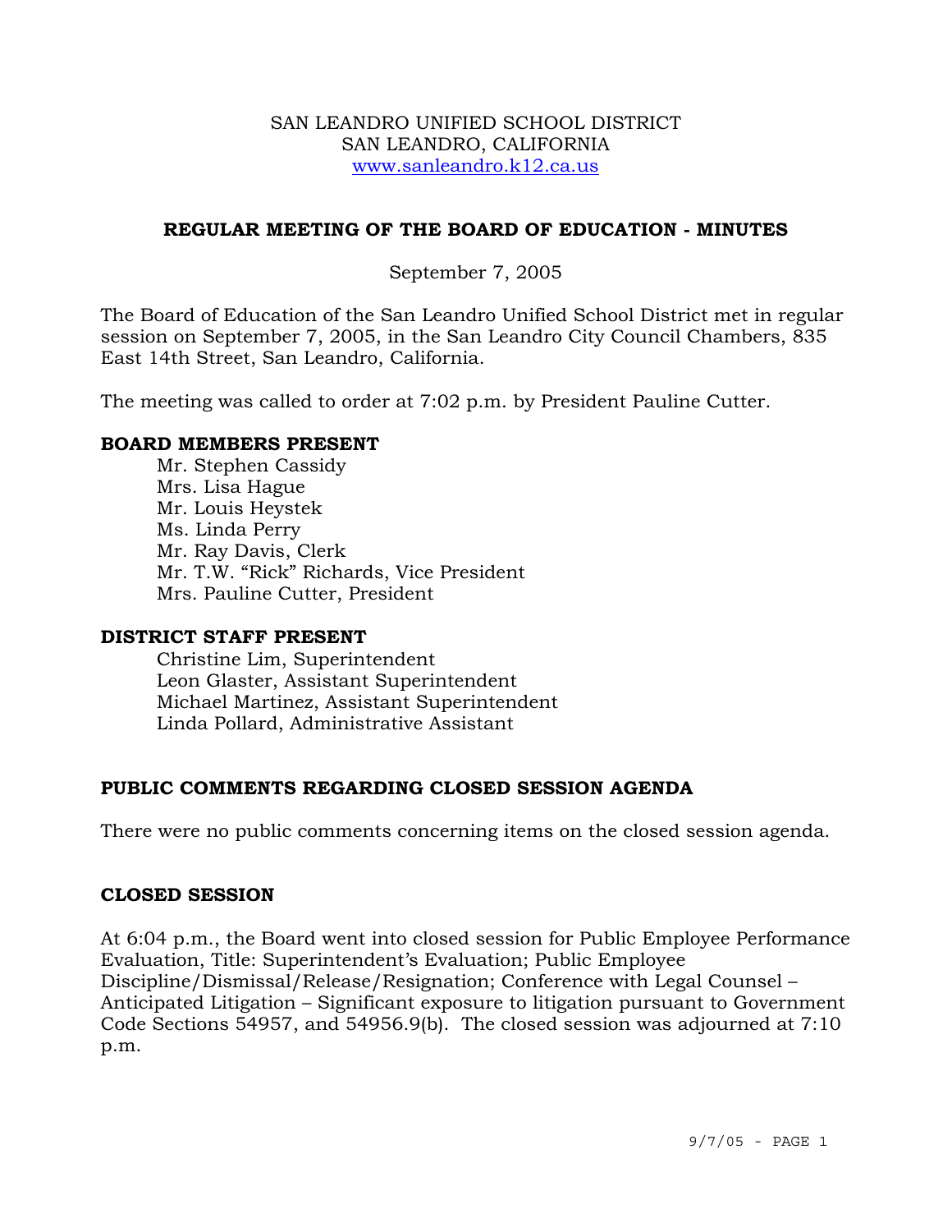SAN LEANDRO UNIFIED SCHOOL DISTRICT
SAN LEANDRO, CALIFORNIA
www.sanleandro.k12.ca.us

# REGULAR MEETING OF THE BOARD OF EDUCATION - MINUTES

September 7, 2005

The Board of Education of the San Leandro Unified School District met in regular session on September 7, 2005, in the San Leandro City Council Chambers, 835 East 14th Street, San Leandro, California.

The meeting was called to order at 7:02 p.m. by President Pauline Cutter.

## BOARD MEMBERS PRESENT

Mr. Stephen Cassidy
Mrs. Lisa Hague
Mr. Louis Heystek
Ms. Linda Perry
Mr. Ray Davis, Clerk
Mr. T.W. "Rick" Richards, Vice President
Mrs. Pauline Cutter, President

## DISTRICT STAFF PRESENT

Christine Lim, Superintendent
Leon Glaster, Assistant Superintendent
Michael Martinez, Assistant Superintendent
Linda Pollard, Administrative Assistant

## PUBLIC COMMENTS REGARDING CLOSED SESSION AGENDA

There were no public comments concerning items on the closed session agenda.

## CLOSED SESSION

At 6:04 p.m., the Board went into closed session for Public Employee Performance Evaluation, Title: Superintendent's Evaluation; Public Employee Discipline/Dismissal/Release/Resignation; Conference with Legal Counsel – Anticipated Litigation – Significant exposure to litigation pursuant to Government Code Sections 54957, and 54956.9(b). The closed session was adjourned at 7:10 p.m.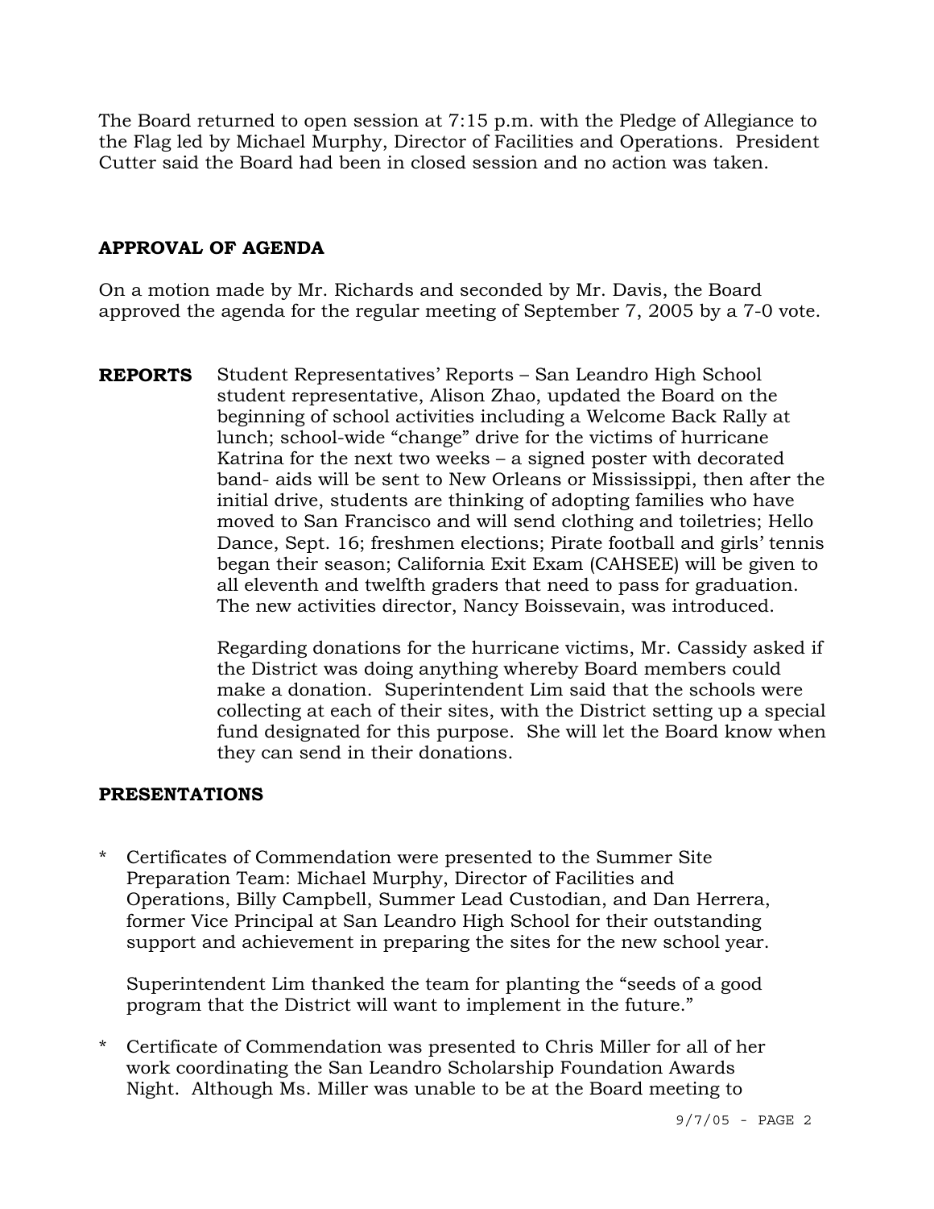The Board returned to open session at 7:15 p.m. with the Pledge of Allegiance to the Flag led by Michael Murphy, Director of Facilities and Operations. President Cutter said the Board had been in closed session and no action was taken.

## APPROVAL OF AGENDA

On a motion made by Mr. Richards and seconded by Mr. Davis, the Board approved the agenda for the regular meeting of September 7, 2005 by a 7-0 vote.

**REPORTS** Student Representatives' Reports – San Leandro High School student representative, Alison Zhao, updated the Board on the beginning of school activities including a Welcome Back Rally at lunch; school-wide "change" drive for the victims of hurricane Katrina for the next two weeks – a signed poster with decorated band- aids will be sent to New Orleans or Mississippi, then after the initial drive, students are thinking of adopting families who have moved to San Francisco and will send clothing and toiletries; Hello Dance, Sept. 16; freshmen elections; Pirate football and girls' tennis began their season; California Exit Exam (CAHSEE) will be given to all eleventh and twelfth graders that need to pass for graduation. The new activities director, Nancy Boissevain, was introduced.

Regarding donations for the hurricane victims, Mr. Cassidy asked if the District was doing anything whereby Board members could make a donation. Superintendent Lim said that the schools were collecting at each of their sites, with the District setting up a special fund designated for this purpose. She will let the Board know when they can send in their donations.

## PRESENTATIONS

* Certificates of Commendation were presented to the Summer Site Preparation Team: Michael Murphy, Director of Facilities and Operations, Billy Campbell, Summer Lead Custodian, and Dan Herrera, former Vice Principal at San Leandro High School for their outstanding support and achievement in preparing the sites for the new school year.

  Superintendent Lim thanked the team for planting the "seeds of a good program that the District will want to implement in the future."

* Certificate of Commendation was presented to Chris Miller for all of her work coordinating the San Leandro Scholarship Foundation Awards Night. Although Ms. Miller was unable to be at the Board meeting to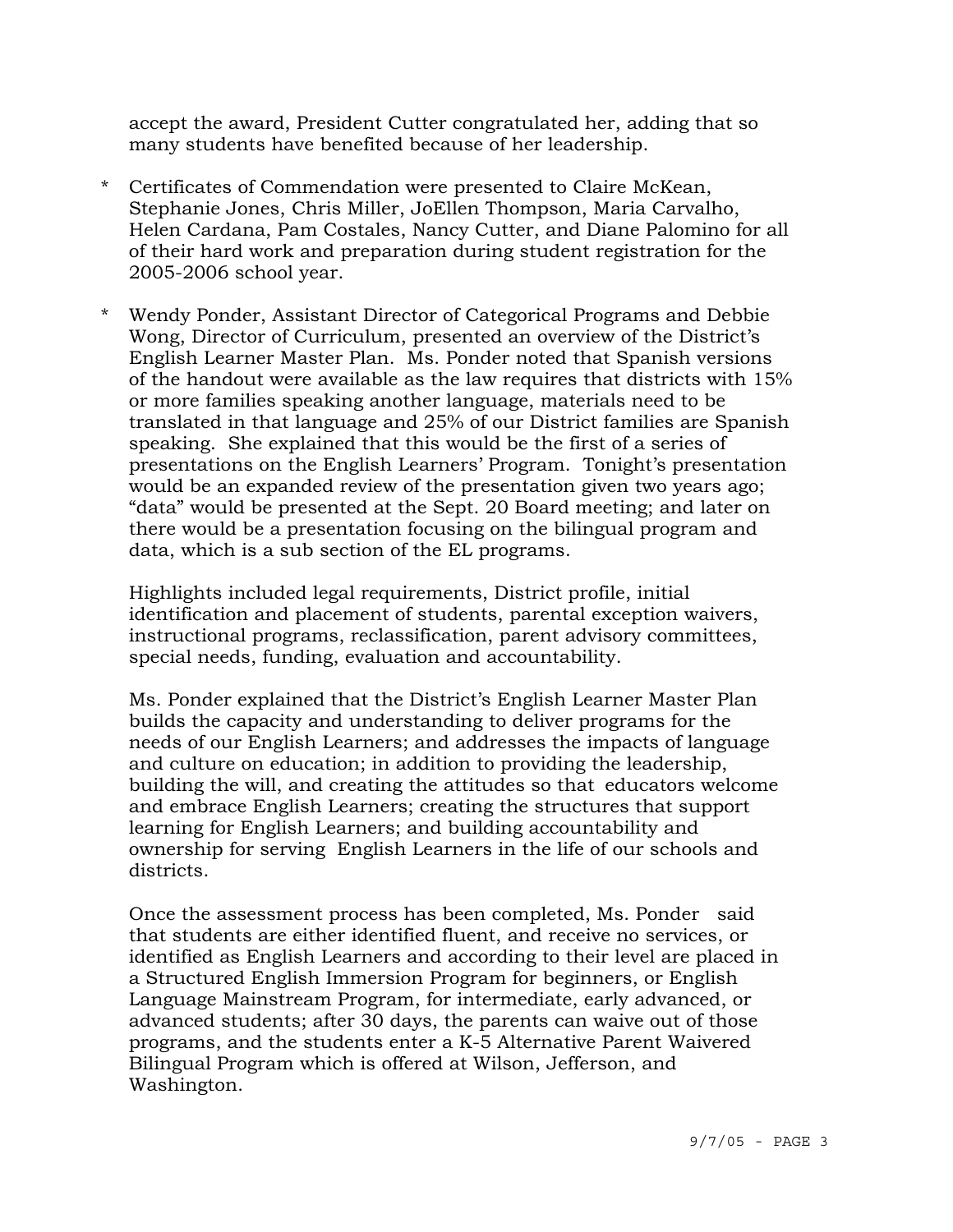accept the award, President Cutter congratulated her, adding that so many students have benefited because of her leadership.

* Certificates of Commendation were presented to Claire McKean, Stephanie Jones, Chris Miller, JoEllen Thompson, Maria Carvalho, Helen Cardana, Pam Costales, Nancy Cutter, and Diane Palomino for all of their hard work and preparation during student registration for the 2005-2006 school year.

* Wendy Ponder, Assistant Director of Categorical Programs and Debbie Wong, Director of Curriculum, presented an overview of the District's English Learner Master Plan. Ms. Ponder noted that Spanish versions of the handout were available as the law requires that districts with 15% or more families speaking another language, materials need to be translated in that language and 25% of our District families are Spanish speaking. She explained that this would be the first of a series of presentations on the English Learners' Program. Tonight's presentation would be an expanded review of the presentation given two years ago; "data" would be presented at the Sept. 20 Board meeting; and later on there would be a presentation focusing on the bilingual program and data, which is a sub section of the EL programs.

  Highlights included legal requirements, District profile, initial identification and placement of students, parental exception waivers, instructional programs, reclassification, parent advisory committees, special needs, funding, evaluation and accountability.

  Ms. Ponder explained that the District's English Learner Master Plan builds the capacity and understanding to deliver programs for the needs of our English Learners; and addresses the impacts of language and culture on education; in addition to providing the leadership, building the will, and creating the attitudes so that educators welcome and embrace English Learners; creating the structures that support learning for English Learners; and building accountability and ownership for serving English Learners in the life of our schools and districts.

  Once the assessment process has been completed, Ms. Ponder said that students are either identified fluent, and receive no services, or identified as English Learners and according to their level are placed in a Structured English Immersion Program for beginners, or English Language Mainstream Program, for intermediate, early advanced, or advanced students; after 30 days, the parents can waive out of those programs, and the students enter a K-5 Alternative Parent Waivered Bilingual Program which is offered at Wilson, Jefferson, and Washington.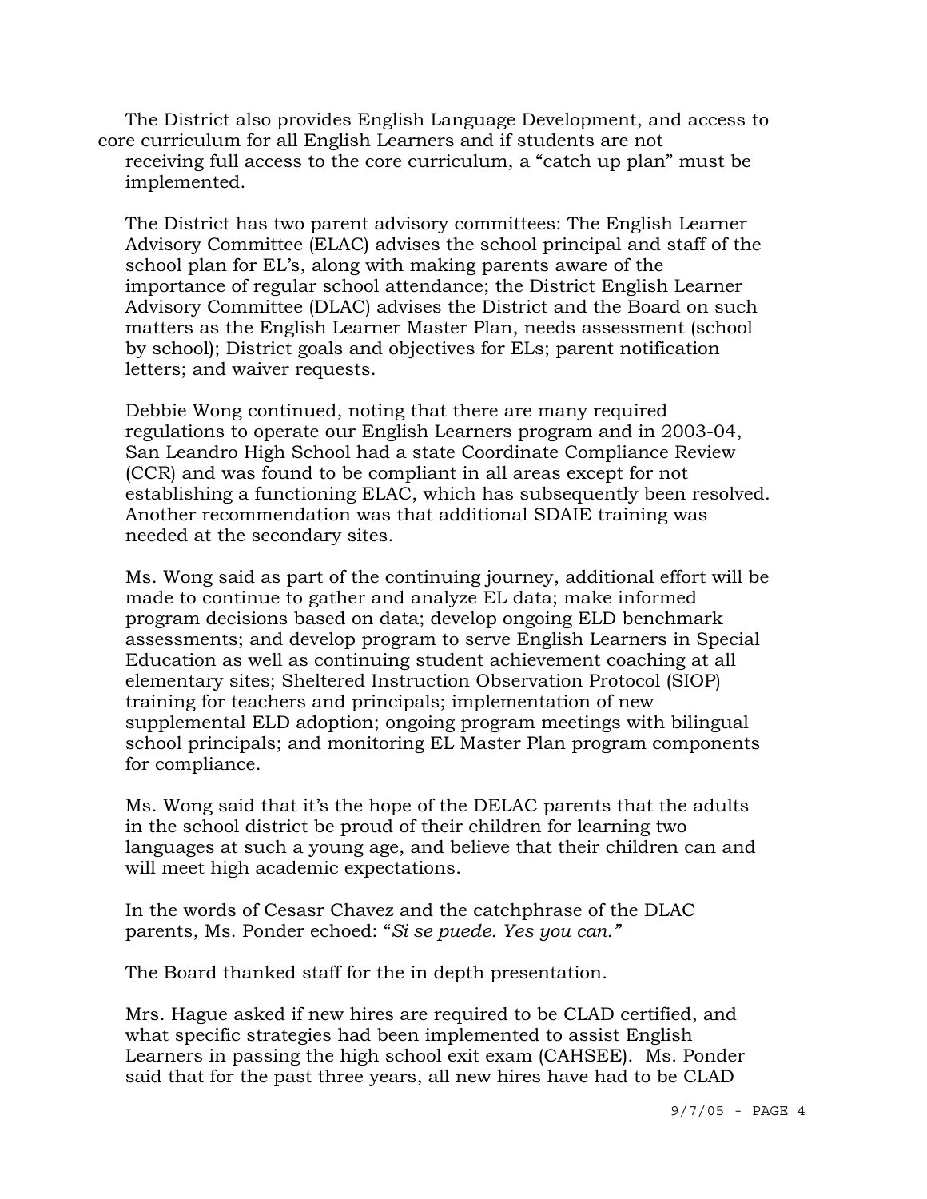The District also provides English Language Development, and access to core curriculum for all English Learners and if students are not receiving full access to the core curriculum, a "catch up plan" must be implemented.

The District has two parent advisory committees: The English Learner Advisory Committee (ELAC) advises the school principal and staff of the school plan for EL's, along with making parents aware of the importance of regular school attendance; the District English Learner Advisory Committee (DLAC) advises the District and the Board on such matters as the English Learner Master Plan, needs assessment (school by school); District goals and objectives for ELs; parent notification letters; and waiver requests.

Debbie Wong continued, noting that there are many required regulations to operate our English Learners program and in 2003-04, San Leandro High School had a state Coordinate Compliance Review (CCR) and was found to be compliant in all areas except for not establishing a functioning ELAC, which has subsequently been resolved. Another recommendation was that additional SDAIE training was needed at the secondary sites.

Ms. Wong said as part of the continuing journey, additional effort will be made to continue to gather and analyze EL data; make informed program decisions based on data; develop ongoing ELD benchmark assessments; and develop program to serve English Learners in Special Education as well as continuing student achievement coaching at all elementary sites; Sheltered Instruction Observation Protocol (SIOP) training for teachers and principals; implementation of new supplemental ELD adoption; ongoing program meetings with bilingual school principals; and monitoring EL Master Plan program components for compliance.

Ms. Wong said that it's the hope of the DELAC parents that the adults in the school district be proud of their children for learning two languages at such a young age, and believe that their children can and will meet high academic expectations.

In the words of Cesasr Chavez and the catchphrase of the DLAC parents, Ms. Ponder echoed: "*Si se puede. Yes you can.*"

The Board thanked staff for the in depth presentation.

Mrs. Hague asked if new hires are required to be CLAD certified, and what specific strategies had been implemented to assist English Learners in passing the high school exit exam (CAHSEE). Ms. Ponder said that for the past three years, all new hires have had to be CLAD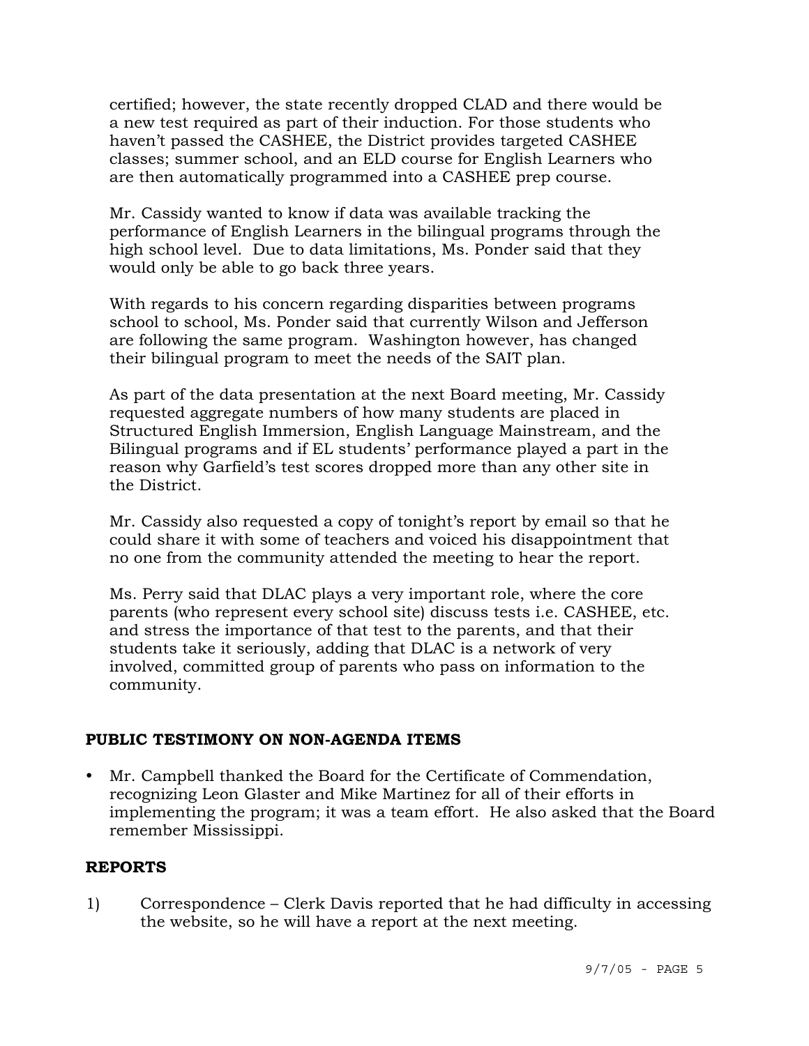certified; however, the state recently dropped CLAD and there would be a new test required as part of their induction. For those students who haven't passed the CASHEE, the District provides targeted CASHEE classes; summer school, and an ELD course for English Learners who are then automatically programmed into a CASHEE prep course.

Mr. Cassidy wanted to know if data was available tracking the performance of English Learners in the bilingual programs through the high school level. Due to data limitations, Ms. Ponder said that they would only be able to go back three years.

With regards to his concern regarding disparities between programs school to school, Ms. Ponder said that currently Wilson and Jefferson are following the same program. Washington however, has changed their bilingual program to meet the needs of the SAIT plan.

As part of the data presentation at the next Board meeting, Mr. Cassidy requested aggregate numbers of how many students are placed in Structured English Immersion, English Language Mainstream, and the Bilingual programs and if EL students' performance played a part in the reason why Garfield's test scores dropped more than any other site in the District.

Mr. Cassidy also requested a copy of tonight's report by email so that he could share it with some of teachers and voiced his disappointment that no one from the community attended the meeting to hear the report.

Ms. Perry said that DLAC plays a very important role, where the core parents (who represent every school site) discuss tests i.e. CASHEE, etc. and stress the importance of that test to the parents, and that their students take it seriously, adding that DLAC is a network of very involved, committed group of parents who pass on information to the community.

## PUBLIC TESTIMONY ON NON-AGENDA ITEMS

- Mr. Campbell thanked the Board for the Certificate of Commendation, recognizing Leon Glaster and Mike Martinez for all of their efforts in implementing the program; it was a team effort. He also asked that the Board remember Mississippi.

## REPORTS

1) Correspondence – Clerk Davis reported that he had difficulty in accessing the website, so he will have a report at the next meeting.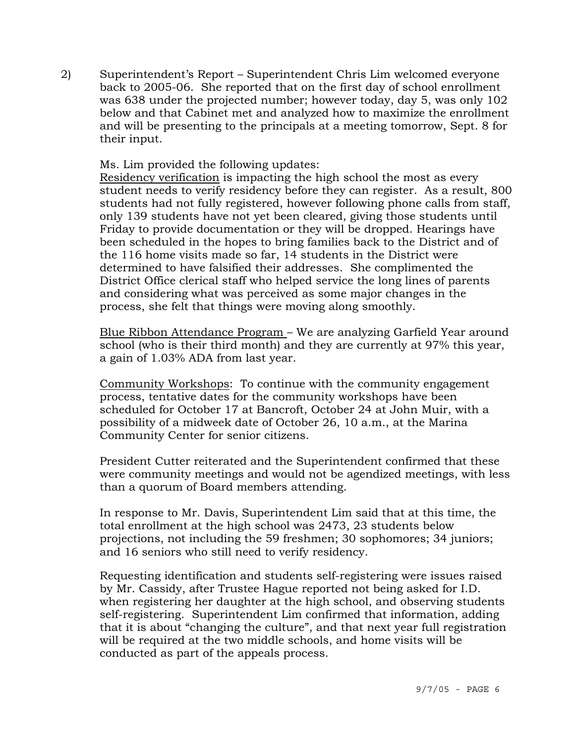2) Superintendent's Report – Superintendent Chris Lim welcomed everyone back to 2005-06. She reported that on the first day of school enrollment was 638 under the projected number; however today, day 5, was only 102 below and that Cabinet met and analyzed how to maximize the enrollment and will be presenting to the principals at a meeting tomorrow, Sept. 8 for their input.

Ms. Lim provided the following updates:
Residency verification is impacting the high school the most as every student needs to verify residency before they can register. As a result, 800 students had not fully registered, however following phone calls from staff, only 139 students have not yet been cleared, giving those students until Friday to provide documentation or they will be dropped. Hearings have been scheduled in the hopes to bring families back to the District and of the 116 home visits made so far, 14 students in the District were determined to have falsified their addresses. She complimented the District Office clerical staff who helped service the long lines of parents and considering what was perceived as some major changes in the process, she felt that things were moving along smoothly.

Blue Ribbon Attendance Program – We are analyzing Garfield Year around school (who is their third month) and they are currently at 97% this year, a gain of 1.03% ADA from last year.

Community Workshops: To continue with the community engagement process, tentative dates for the community workshops have been scheduled for October 17 at Bancroft, October 24 at John Muir, with a possibility of a midweek date of October 26, 10 a.m., at the Marina Community Center for senior citizens.

President Cutter reiterated and the Superintendent confirmed that these were community meetings and would not be agendized meetings, with less than a quorum of Board members attending.

In response to Mr. Davis, Superintendent Lim said that at this time, the total enrollment at the high school was 2473, 23 students below projections, not including the 59 freshmen; 30 sophomores; 34 juniors; and 16 seniors who still need to verify residency.

Requesting identification and students self-registering were issues raised by Mr. Cassidy, after Trustee Hague reported not being asked for I.D. when registering her daughter at the high school, and observing students self-registering. Superintendent Lim confirmed that information, adding that it is about "changing the culture", and that next year full registration will be required at the two middle schools, and home visits will be conducted as part of the appeals process.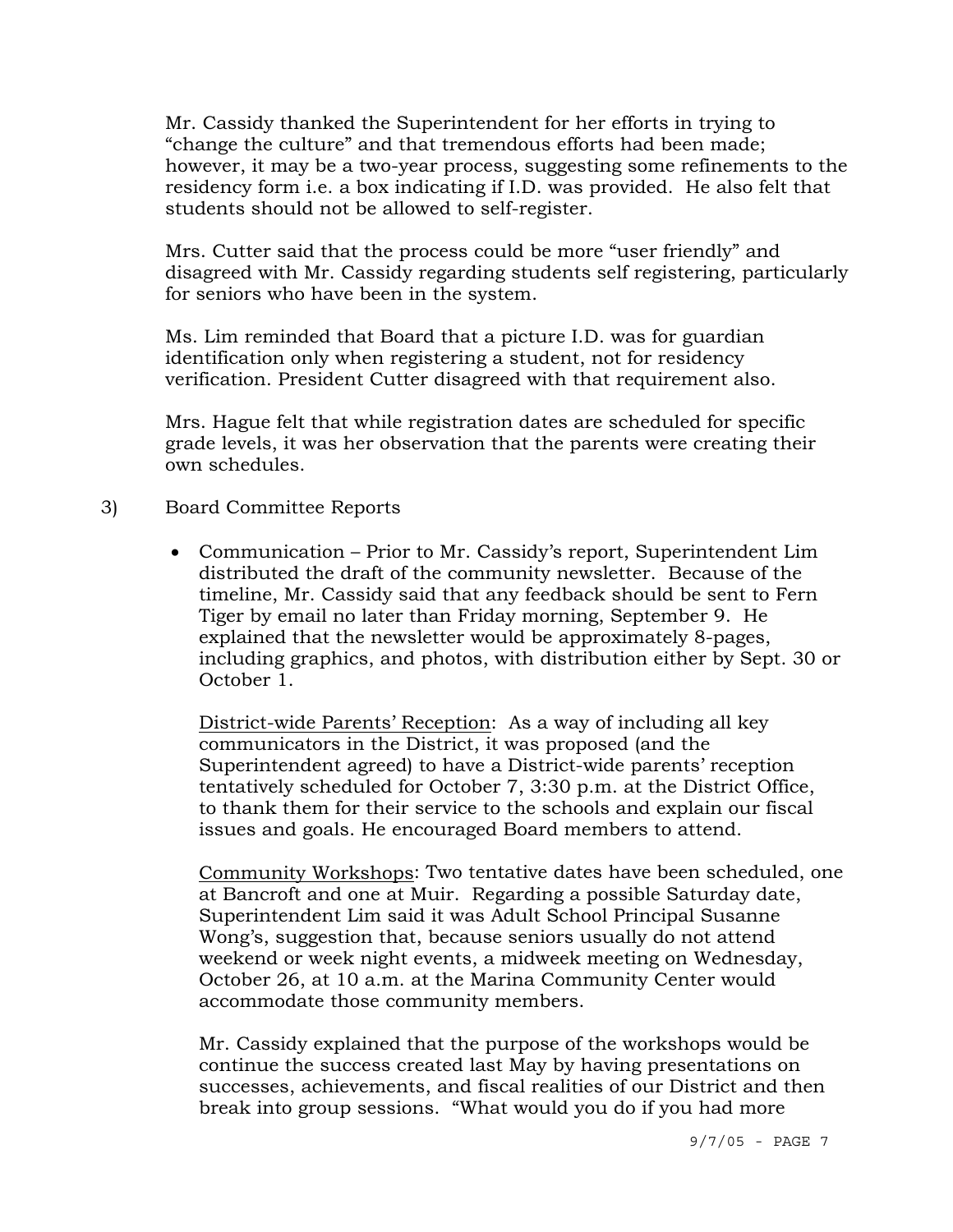Mr. Cassidy thanked the Superintendent for her efforts in trying to "change the culture" and that tremendous efforts had been made; however, it may be a two-year process, suggesting some refinements to the residency form i.e. a box indicating if I.D. was provided. He also felt that students should not be allowed to self-register.

Mrs. Cutter said that the process could be more "user friendly" and disagreed with Mr. Cassidy regarding students self registering, particularly for seniors who have been in the system.

Ms. Lim reminded that Board that a picture I.D. was for guardian identification only when registering a student, not for residency verification. President Cutter disagreed with that requirement also.

Mrs. Hague felt that while registration dates are scheduled for specific grade levels, it was her observation that the parents were creating their own schedules.

3) Board Committee Reports

- Communication – Prior to Mr. Cassidy's report, Superintendent Lim distributed the draft of the community newsletter. Because of the timeline, Mr. Cassidy said that any feedback should be sent to Fern Tiger by email no later than Friday morning, September 9. He explained that the newsletter would be approximately 8-pages, including graphics, and photos, with distribution either by Sept. 30 or October 1.

  District-wide Parents' Reception: As a way of including all key communicators in the District, it was proposed (and the Superintendent agreed) to have a District-wide parents' reception tentatively scheduled for October 7, 3:30 p.m. at the District Office, to thank them for their service to the schools and explain our fiscal issues and goals. He encouraged Board members to attend.

  Community Workshops: Two tentative dates have been scheduled, one at Bancroft and one at Muir. Regarding a possible Saturday date, Superintendent Lim said it was Adult School Principal Susanne Wong's, suggestion that, because seniors usually do not attend weekend or week night events, a midweek meeting on Wednesday, October 26, at 10 a.m. at the Marina Community Center would accommodate those community members.

  Mr. Cassidy explained that the purpose of the workshops would be continue the success created last May by having presentations on successes, achievements, and fiscal realities of our District and then break into group sessions. "What would you do if you had more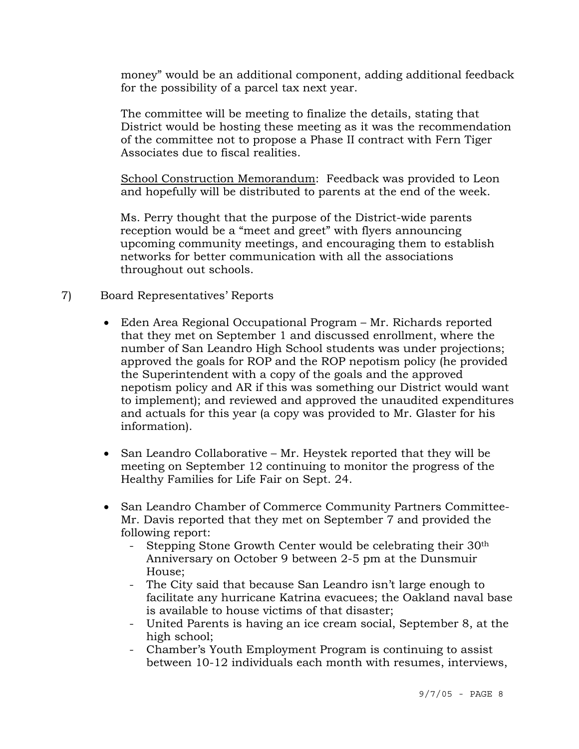money" would be an additional component, adding additional feedback for the possibility of a parcel tax next year.

The committee will be meeting to finalize the details, stating that District would be hosting these meeting as it was the recommendation of the committee not to propose a Phase II contract with Fern Tiger Associates due to fiscal realities.

School Construction Memorandum: Feedback was provided to Leon and hopefully will be distributed to parents at the end of the week.

Ms. Perry thought that the purpose of the District-wide parents reception would be a "meet and greet" with flyers announcing upcoming community meetings, and encouraging them to establish networks for better communication with all the associations throughout out schools.

7) Board Representatives' Reports

- Eden Area Regional Occupational Program – Mr. Richards reported that they met on September 1 and discussed enrollment, where the number of San Leandro High School students was under projections; approved the goals for ROP and the ROP nepotism policy (he provided the Superintendent with a copy of the goals and the approved nepotism policy and AR if this was something our District would want to implement); and reviewed and approved the unaudited expenditures and actuals for this year (a copy was provided to Mr. Glaster for his information).

- San Leandro Collaborative – Mr. Heystek reported that they will be meeting on September 12 continuing to monitor the progress of the Healthy Families for Life Fair on Sept. 24.

- San Leandro Chamber of Commerce Community Partners Committee- Mr. Davis reported that they met on September 7 and provided the following report:
  - Stepping Stone Growth Center would be celebrating their 30th Anniversary on October 9 between 2-5 pm at the Dunsmuir House;
  - The City said that because San Leandro isn't large enough to facilitate any hurricane Katrina evacuees; the Oakland naval base is available to house victims of that disaster;
  - United Parents is having an ice cream social, September 8, at the high school;
  - Chamber's Youth Employment Program is continuing to assist between 10-12 individuals each month with resumes, interviews,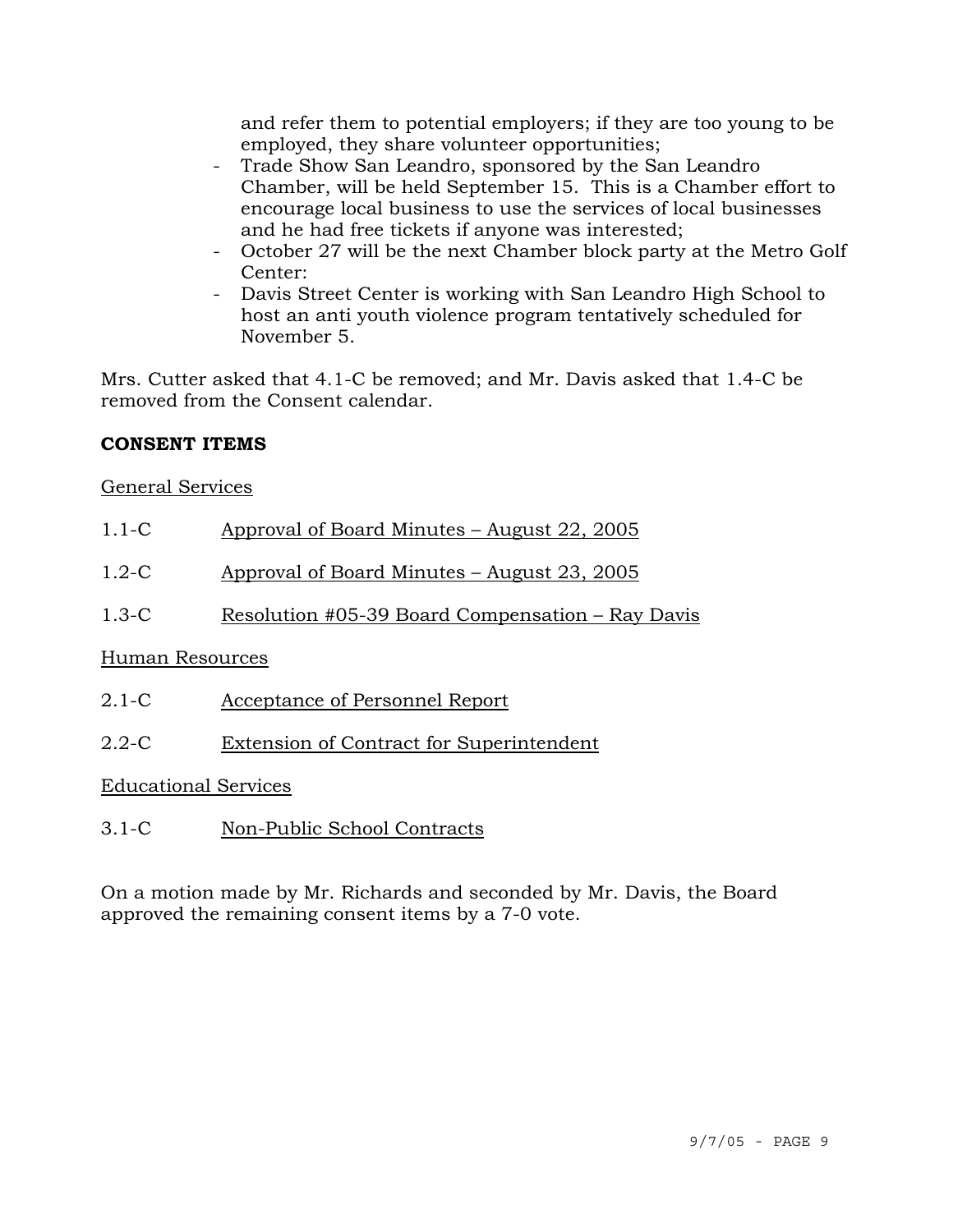and refer them to potential employers; if they are too young to be employed, they share volunteer opportunities;

- Trade Show San Leandro, sponsored by the San Leandro Chamber, will be held September 15. This is a Chamber effort to encourage local business to use the services of local businesses and he had free tickets if anyone was interested;
- October 27 will be the next Chamber block party at the Metro Golf Center:
- Davis Street Center is working with San Leandro High School to host an anti youth violence program tentatively scheduled for November 5.

Mrs. Cutter asked that 4.1-C be removed; and Mr. Davis asked that 1.4-C be removed from the Consent calendar.

**CONSENT ITEMS**

General Services

1.1-C Approval of Board Minutes – August 22, 2005

1.2-C Approval of Board Minutes – August 23, 2005

1.3-C Resolution #05-39 Board Compensation – Ray Davis

Human Resources

2.1-C Acceptance of Personnel Report

2.2-C Extension of Contract for Superintendent

Educational Services

3.1-C Non-Public School Contracts

On a motion made by Mr. Richards and seconded by Mr. Davis, the Board approved the remaining consent items by a 7-0 vote.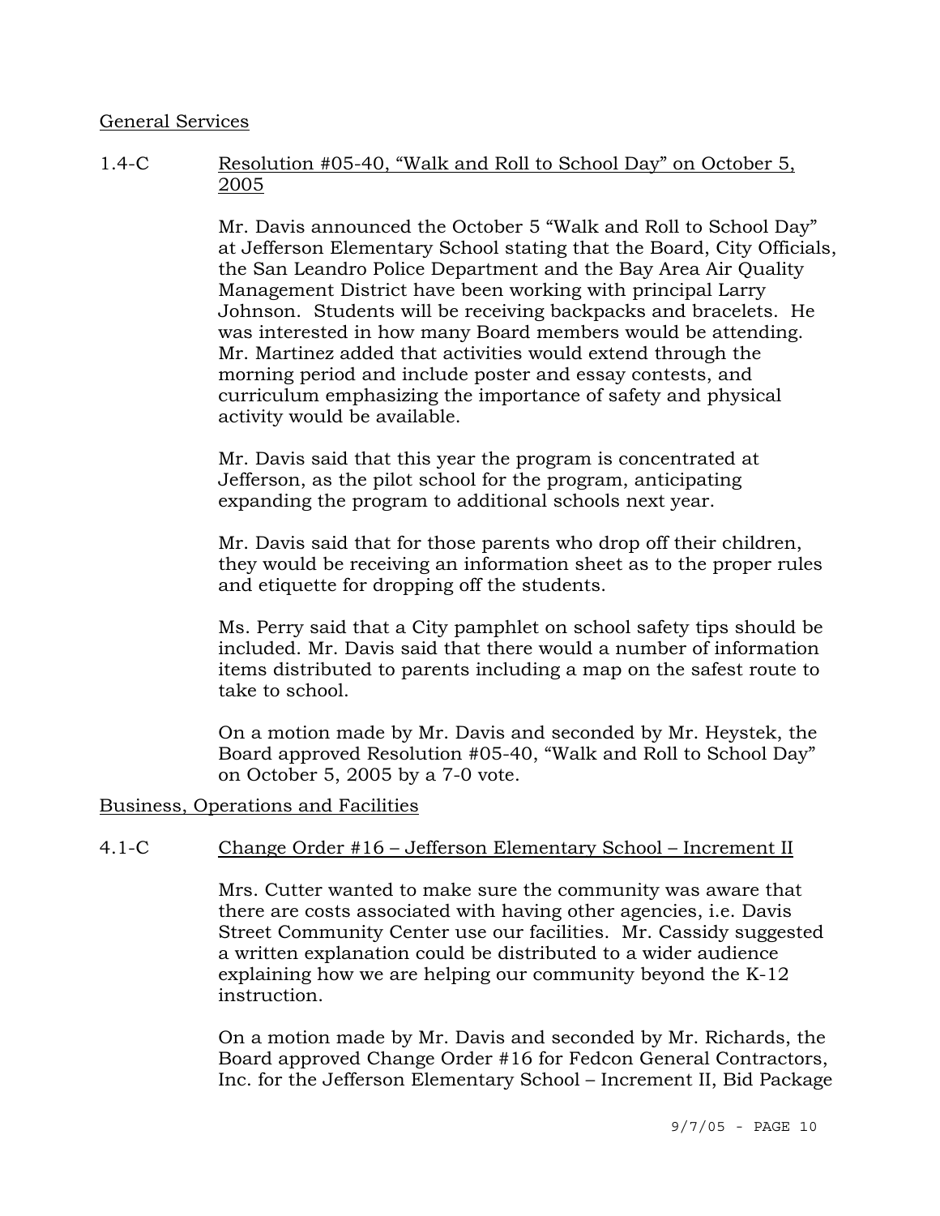General Services

1.4-C Resolution #05-40, "Walk and Roll to School Day" on October 5, 2005

Mr. Davis announced the October 5 "Walk and Roll to School Day" at Jefferson Elementary School stating that the Board, City Officials, the San Leandro Police Department and the Bay Area Air Quality Management District have been working with principal Larry Johnson. Students will be receiving backpacks and bracelets. He was interested in how many Board members would be attending. Mr. Martinez added that activities would extend through the morning period and include poster and essay contests, and curriculum emphasizing the importance of safety and physical activity would be available.

Mr. Davis said that this year the program is concentrated at Jefferson, as the pilot school for the program, anticipating expanding the program to additional schools next year.

Mr. Davis said that for those parents who drop off their children, they would be receiving an information sheet as to the proper rules and etiquette for dropping off the students.

Ms. Perry said that a City pamphlet on school safety tips should be included. Mr. Davis said that there would a number of information items distributed to parents including a map on the safest route to take to school.

On a motion made by Mr. Davis and seconded by Mr. Heystek, the Board approved Resolution #05-40, "Walk and Roll to School Day" on October 5, 2005 by a 7-0 vote.

Business, Operations and Facilities

4.1-C Change Order #16 – Jefferson Elementary School – Increment II

Mrs. Cutter wanted to make sure the community was aware that there are costs associated with having other agencies, i.e. Davis Street Community Center use our facilities. Mr. Cassidy suggested a written explanation could be distributed to a wider audience explaining how we are helping our community beyond the K-12 instruction.

On a motion made by Mr. Davis and seconded by Mr. Richards, the Board approved Change Order #16 for Fedcon General Contractors, Inc. for the Jefferson Elementary School – Increment II, Bid Package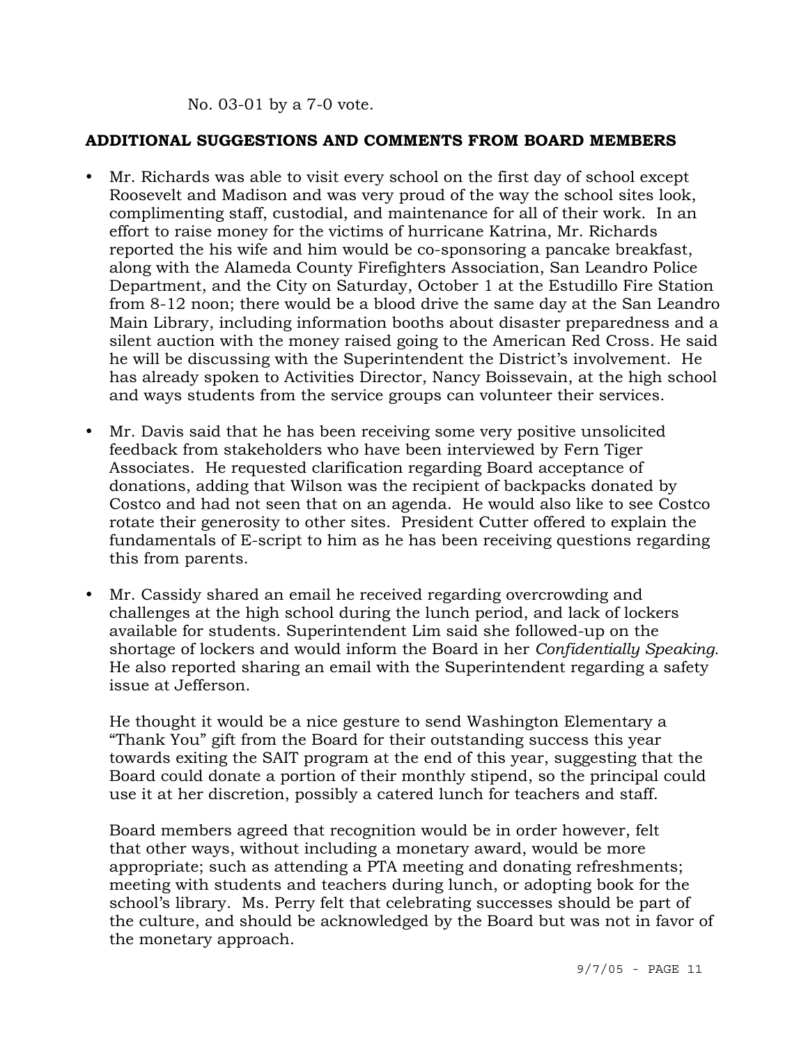No. 03-01 by a 7-0 vote.

**ADDITIONAL SUGGESTIONS AND COMMENTS FROM BOARD MEMBERS**

- Mr. Richards was able to visit every school on the first day of school except Roosevelt and Madison and was very proud of the way the school sites look, complimenting staff, custodial, and maintenance for all of their work. In an effort to raise money for the victims of hurricane Katrina, Mr. Richards reported the his wife and him would be co-sponsoring a pancake breakfast, along with the Alameda County Firefighters Association, San Leandro Police Department, and the City on Saturday, October 1 at the Estudillo Fire Station from 8-12 noon; there would be a blood drive the same day at the San Leandro Main Library, including information booths about disaster preparedness and a silent auction with the money raised going to the American Red Cross. He said he will be discussing with the Superintendent the District's involvement. He has already spoken to Activities Director, Nancy Boissevain, at the high school and ways students from the service groups can volunteer their services.

- Mr. Davis said that he has been receiving some very positive unsolicited feedback from stakeholders who have been interviewed by Fern Tiger Associates. He requested clarification regarding Board acceptance of donations, adding that Wilson was the recipient of backpacks donated by Costco and had not seen that on an agenda. He would also like to see Costco rotate their generosity to other sites. President Cutter offered to explain the fundamentals of E-script to him as he has been receiving questions regarding this from parents.

- Mr. Cassidy shared an email he received regarding overcrowding and challenges at the high school during the lunch period, and lack of lockers available for students. Superintendent Lim said she followed-up on the shortage of lockers and would inform the Board in her *Confidentially Speaking.* He also reported sharing an email with the Superintendent regarding a safety issue at Jefferson.

  He thought it would be a nice gesture to send Washington Elementary a "Thank You" gift from the Board for their outstanding success this year towards exiting the SAIT program at the end of this year, suggesting that the Board could donate a portion of their monthly stipend, so the principal could use it at her discretion, possibly a catered lunch for teachers and staff.

  Board members agreed that recognition would be in order however, felt that other ways, without including a monetary award, would be more appropriate; such as attending a PTA meeting and donating refreshments; meeting with students and teachers during lunch, or adopting book for the school's library. Ms. Perry felt that celebrating successes should be part of the culture, and should be acknowledged by the Board but was not in favor of the monetary approach.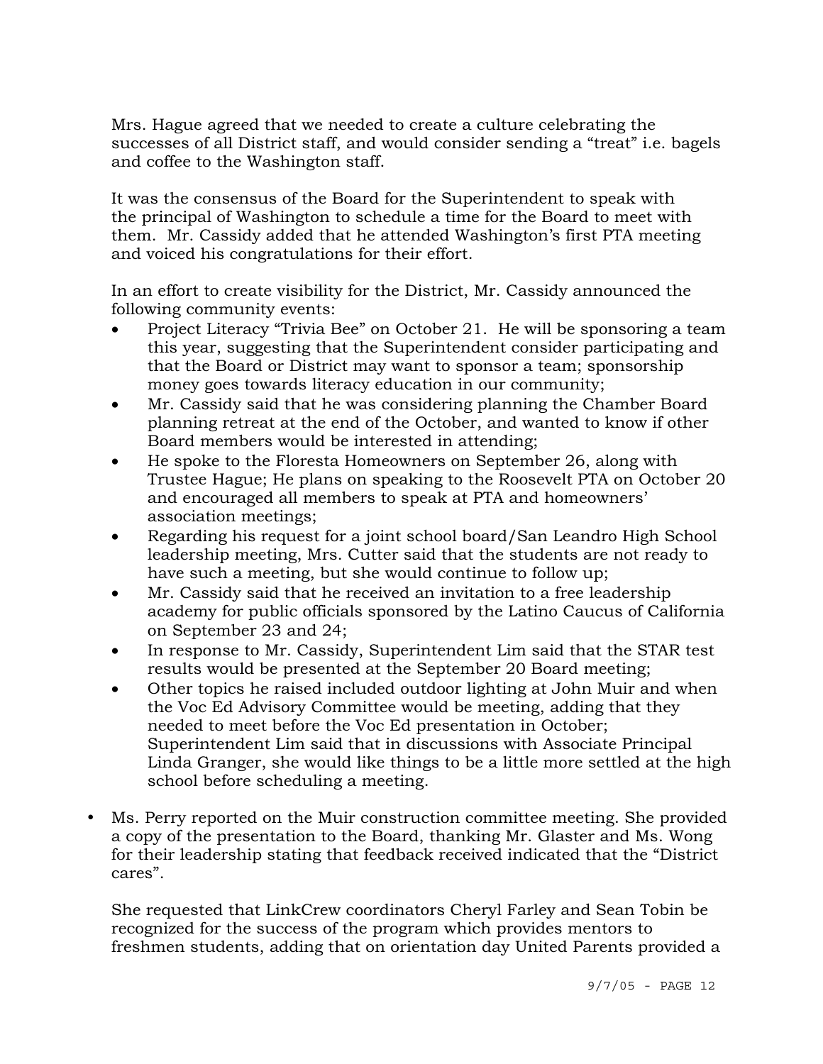Mrs. Hague agreed that we needed to create a culture celebrating the successes of all District staff, and would consider sending a "treat" i.e. bagels and coffee to the Washington staff.

It was the consensus of the Board for the Superintendent to speak with the principal of Washington to schedule a time for the Board to meet with them. Mr. Cassidy added that he attended Washington's first PTA meeting and voiced his congratulations for their effort.

In an effort to create visibility for the District, Mr. Cassidy announced the following community events:

- Project Literacy "Trivia Bee" on October 21. He will be sponsoring a team this year, suggesting that the Superintendent consider participating and that the Board or District may want to sponsor a team; sponsorship money goes towards literacy education in our community;
- Mr. Cassidy said that he was considering planning the Chamber Board planning retreat at the end of the October, and wanted to know if other Board members would be interested in attending;
- He spoke to the Floresta Homeowners on September 26, along with Trustee Hague; He plans on speaking to the Roosevelt PTA on October 20 and encouraged all members to speak at PTA and homeowners' association meetings;
- Regarding his request for a joint school board/San Leandro High School leadership meeting, Mrs. Cutter said that the students are not ready to have such a meeting, but she would continue to follow up;
- Mr. Cassidy said that he received an invitation to a free leadership academy for public officials sponsored by the Latino Caucus of California on September 23 and 24;
- In response to Mr. Cassidy, Superintendent Lim said that the STAR test results would be presented at the September 20 Board meeting;
- Other topics he raised included outdoor lighting at John Muir and when the Voc Ed Advisory Committee would be meeting, adding that they needed to meet before the Voc Ed presentation in October; Superintendent Lim said that in discussions with Associate Principal Linda Granger, she would like things to be a little more settled at the high school before scheduling a meeting.

- Ms. Perry reported on the Muir construction committee meeting. She provided a copy of the presentation to the Board, thanking Mr. Glaster and Ms. Wong for their leadership stating that feedback received indicated that the "District cares".

  She requested that LinkCrew coordinators Cheryl Farley and Sean Tobin be recognized for the success of the program which provides mentors to freshmen students, adding that on orientation day United Parents provided a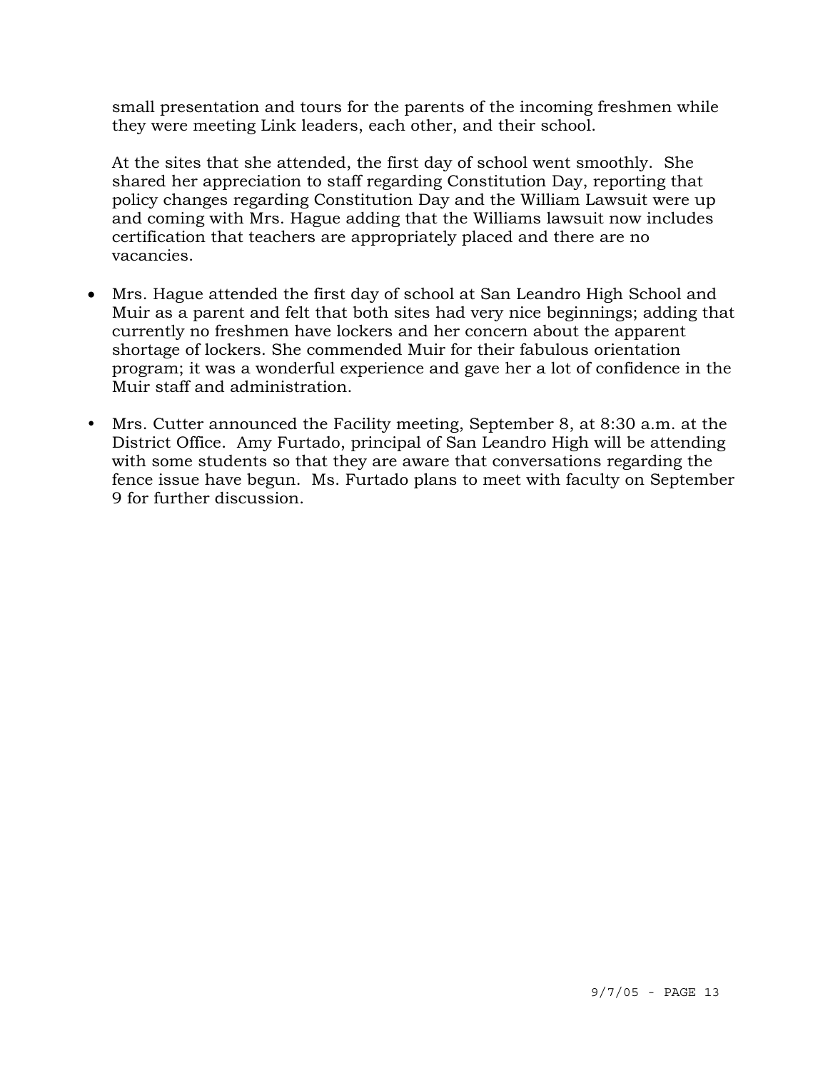small presentation and tours for the parents of the incoming freshmen while they were meeting Link leaders, each other, and their school.

At the sites that she attended, the first day of school went smoothly. She shared her appreciation to staff regarding Constitution Day, reporting that policy changes regarding Constitution Day and the William Lawsuit were up and coming with Mrs. Hague adding that the Williams lawsuit now includes certification that teachers are appropriately placed and there are no vacancies.

- Mrs. Hague attended the first day of school at San Leandro High School and Muir as a parent and felt that both sites had very nice beginnings; adding that currently no freshmen have lockers and her concern about the apparent shortage of lockers. She commended Muir for their fabulous orientation program; it was a wonderful experience and gave her a lot of confidence in the Muir staff and administration.

- Mrs. Cutter announced the Facility meeting, September 8, at 8:30 a.m. at the District Office. Amy Furtado, principal of San Leandro High will be attending with some students so that they are aware that conversations regarding the fence issue have begun. Ms. Furtado plans to meet with faculty on September 9 for further discussion.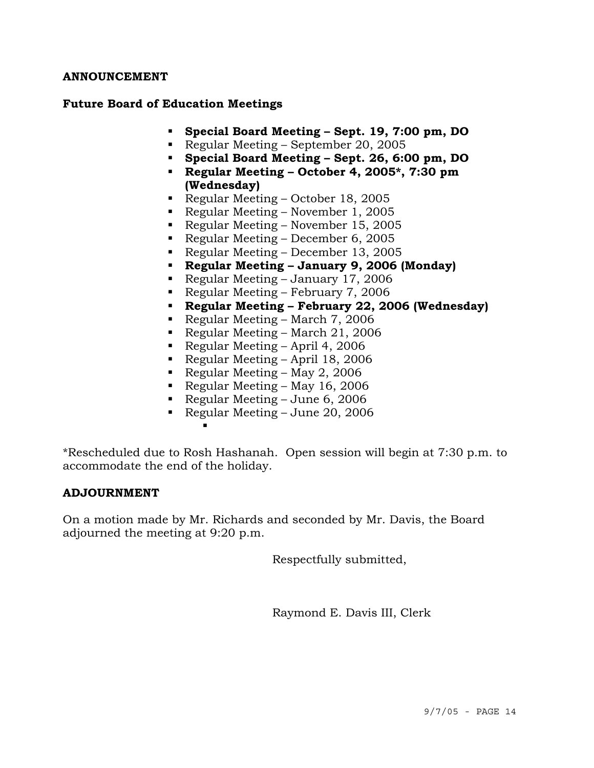**ANNOUNCEMENT**

**Future Board of Education Meetings**

- **Special Board Meeting – Sept. 19, 7:00 pm, DO**
- Regular Meeting – September 20, 2005
- **Special Board Meeting – Sept. 26, 6:00 pm, DO**
- **Regular Meeting – October 4, 2005*, 7:30 pm (Wednesday)**
- Regular Meeting – October 18, 2005
- Regular Meeting – November 1, 2005
- Regular Meeting – November 15, 2005
- Regular Meeting – December 6, 2005
- Regular Meeting – December 13, 2005
- **Regular Meeting – January 9, 2006 (Monday)**
- Regular Meeting – January 17, 2006
- Regular Meeting – February 7, 2006
- **Regular Meeting – February 22, 2006 (Wednesday)**
- Regular Meeting – March 7, 2006
- Regular Meeting – March 21, 2006
- Regular Meeting – April 4, 2006
- Regular Meeting – April 18, 2006
- Regular Meeting – May 2, 2006
- Regular Meeting – May 16, 2006
- Regular Meeting – June 6, 2006
- Regular Meeting – June 20, 2006

*Rescheduled due to Rosh Hashanah. Open session will begin at 7:30 p.m. to accommodate the end of the holiday.

**ADJOURNMENT**

On a motion made by Mr. Richards and seconded by Mr. Davis, the Board adjourned the meeting at 9:20 p.m.

Respectfully submitted,

Raymond E. Davis III, Clerk

9/7/05 - PAGE 14